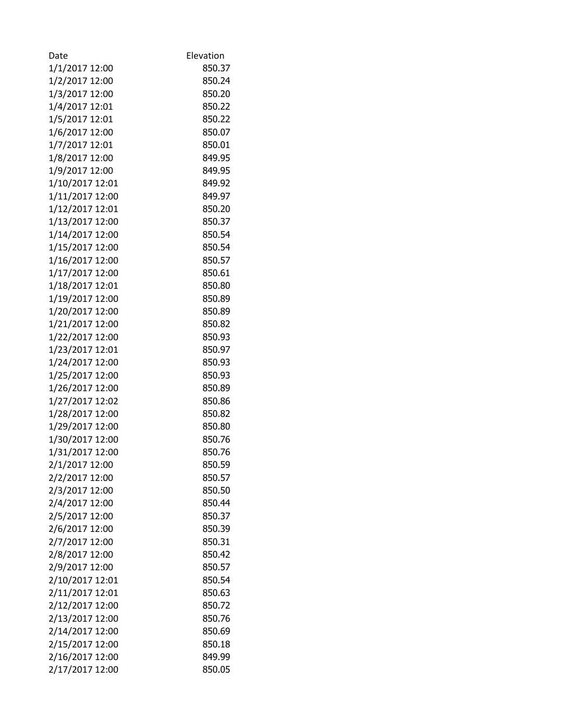| Date | Elevation |
| --- | --- |
| 1/1/2017 12:00 | 850.37 |
| 1/2/2017 12:00 | 850.24 |
| 1/3/2017 12:00 | 850.20 |
| 1/4/2017 12:01 | 850.22 |
| 1/5/2017 12:01 | 850.22 |
| 1/6/2017 12:00 | 850.07 |
| 1/7/2017 12:01 | 850.01 |
| 1/8/2017 12:00 | 849.95 |
| 1/9/2017 12:00 | 849.95 |
| 1/10/2017 12:01 | 849.92 |
| 1/11/2017 12:00 | 849.97 |
| 1/12/2017 12:01 | 850.20 |
| 1/13/2017 12:00 | 850.37 |
| 1/14/2017 12:00 | 850.54 |
| 1/15/2017 12:00 | 850.54 |
| 1/16/2017 12:00 | 850.57 |
| 1/17/2017 12:00 | 850.61 |
| 1/18/2017 12:01 | 850.80 |
| 1/19/2017 12:00 | 850.89 |
| 1/20/2017 12:00 | 850.89 |
| 1/21/2017 12:00 | 850.82 |
| 1/22/2017 12:00 | 850.93 |
| 1/23/2017 12:01 | 850.97 |
| 1/24/2017 12:00 | 850.93 |
| 1/25/2017 12:00 | 850.93 |
| 1/26/2017 12:00 | 850.89 |
| 1/27/2017 12:02 | 850.86 |
| 1/28/2017 12:00 | 850.82 |
| 1/29/2017 12:00 | 850.80 |
| 1/30/2017 12:00 | 850.76 |
| 1/31/2017 12:00 | 850.76 |
| 2/1/2017 12:00 | 850.59 |
| 2/2/2017 12:00 | 850.57 |
| 2/3/2017 12:00 | 850.50 |
| 2/4/2017 12:00 | 850.44 |
| 2/5/2017 12:00 | 850.37 |
| 2/6/2017 12:00 | 850.39 |
| 2/7/2017 12:00 | 850.31 |
| 2/8/2017 12:00 | 850.42 |
| 2/9/2017 12:00 | 850.57 |
| 2/10/2017 12:01 | 850.54 |
| 2/11/2017 12:01 | 850.63 |
| 2/12/2017 12:00 | 850.72 |
| 2/13/2017 12:00 | 850.76 |
| 2/14/2017 12:00 | 850.69 |
| 2/15/2017 12:00 | 850.18 |
| 2/16/2017 12:00 | 849.99 |
| 2/17/2017 12:00 | 850.05 |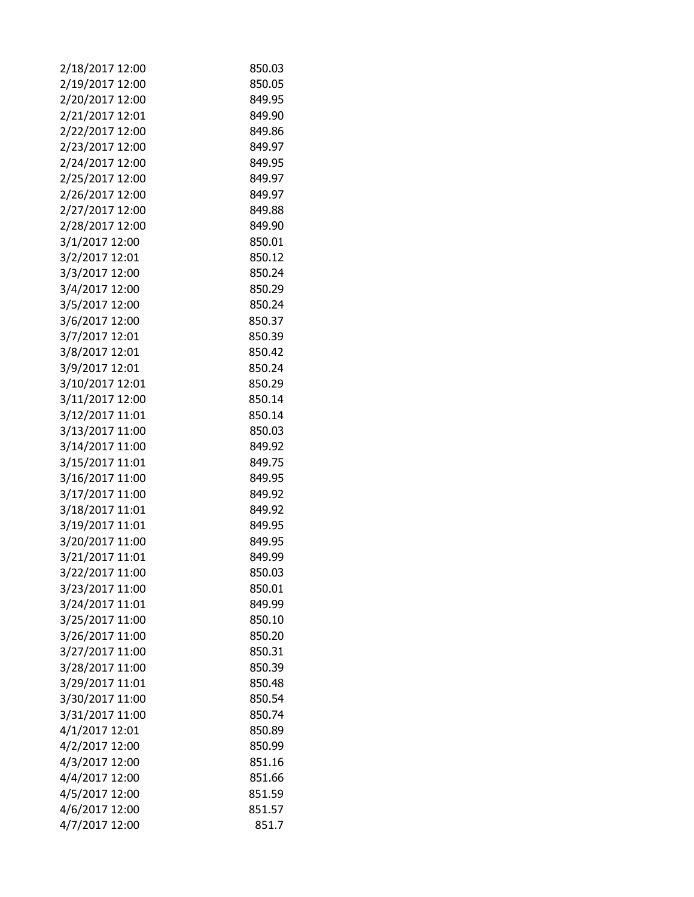| | |
|---|---|
| 2/18/2017 12:00 | 850.03 |
| 2/19/2017 12:00 | 850.05 |
| 2/20/2017 12:00 | 849.95 |
| 2/21/2017 12:01 | 849.90 |
| 2/22/2017 12:00 | 849.86 |
| 2/23/2017 12:00 | 849.97 |
| 2/24/2017 12:00 | 849.95 |
| 2/25/2017 12:00 | 849.97 |
| 2/26/2017 12:00 | 849.97 |
| 2/27/2017 12:00 | 849.88 |
| 2/28/2017 12:00 | 849.90 |
| 3/1/2017 12:00 | 850.01 |
| 3/2/2017 12:01 | 850.12 |
| 3/3/2017 12:00 | 850.24 |
| 3/4/2017 12:00 | 850.29 |
| 3/5/2017 12:00 | 850.24 |
| 3/6/2017 12:00 | 850.37 |
| 3/7/2017 12:01 | 850.39 |
| 3/8/2017 12:01 | 850.42 |
| 3/9/2017 12:01 | 850.24 |
| 3/10/2017 12:01 | 850.29 |
| 3/11/2017 12:00 | 850.14 |
| 3/12/2017 11:01 | 850.14 |
| 3/13/2017 11:00 | 850.03 |
| 3/14/2017 11:00 | 849.92 |
| 3/15/2017 11:01 | 849.75 |
| 3/16/2017 11:00 | 849.95 |
| 3/17/2017 11:00 | 849.92 |
| 3/18/2017 11:01 | 849.92 |
| 3/19/2017 11:01 | 849.95 |
| 3/20/2017 11:00 | 849.95 |
| 3/21/2017 11:01 | 849.99 |
| 3/22/2017 11:00 | 850.03 |
| 3/23/2017 11:00 | 850.01 |
| 3/24/2017 11:01 | 849.99 |
| 3/25/2017 11:00 | 850.10 |
| 3/26/2017 11:00 | 850.20 |
| 3/27/2017 11:00 | 850.31 |
| 3/28/2017 11:00 | 850.39 |
| 3/29/2017 11:01 | 850.48 |
| 3/30/2017 11:00 | 850.54 |
| 3/31/2017 11:00 | 850.74 |
| 4/1/2017 12:01 | 850.89 |
| 4/2/2017 12:00 | 850.99 |
| 4/3/2017 12:00 | 851.16 |
| 4/4/2017 12:00 | 851.66 |
| 4/5/2017 12:00 | 851.59 |
| 4/6/2017 12:00 | 851.57 |
| 4/7/2017 12:00 | 851.7 |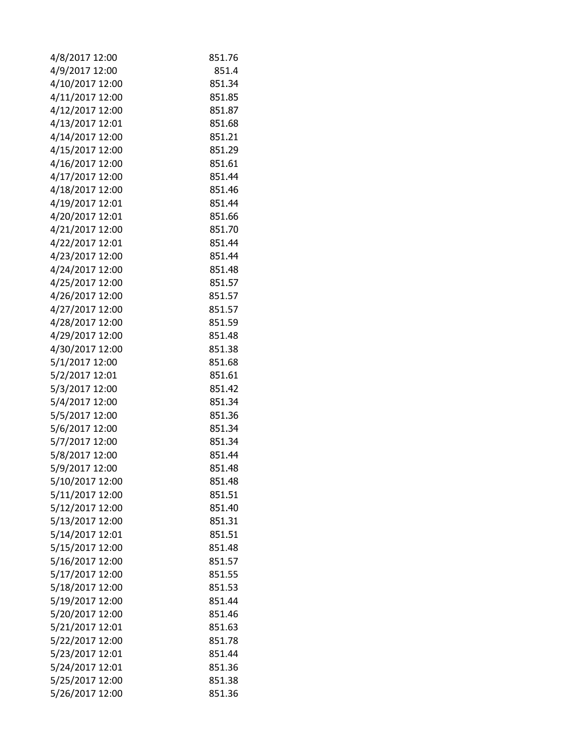| | |
|---|---|
| 4/8/2017 12:00 | 851.76 |
| 4/9/2017 12:00 | 851.4 |
| 4/10/2017 12:00 | 851.34 |
| 4/11/2017 12:00 | 851.85 |
| 4/12/2017 12:00 | 851.87 |
| 4/13/2017 12:01 | 851.68 |
| 4/14/2017 12:00 | 851.21 |
| 4/15/2017 12:00 | 851.29 |
| 4/16/2017 12:00 | 851.61 |
| 4/17/2017 12:00 | 851.44 |
| 4/18/2017 12:00 | 851.46 |
| 4/19/2017 12:01 | 851.44 |
| 4/20/2017 12:01 | 851.66 |
| 4/21/2017 12:00 | 851.70 |
| 4/22/2017 12:01 | 851.44 |
| 4/23/2017 12:00 | 851.44 |
| 4/24/2017 12:00 | 851.48 |
| 4/25/2017 12:00 | 851.57 |
| 4/26/2017 12:00 | 851.57 |
| 4/27/2017 12:00 | 851.57 |
| 4/28/2017 12:00 | 851.59 |
| 4/29/2017 12:00 | 851.48 |
| 4/30/2017 12:00 | 851.38 |
| 5/1/2017 12:00 | 851.68 |
| 5/2/2017 12:01 | 851.61 |
| 5/3/2017 12:00 | 851.42 |
| 5/4/2017 12:00 | 851.34 |
| 5/5/2017 12:00 | 851.36 |
| 5/6/2017 12:00 | 851.34 |
| 5/7/2017 12:00 | 851.34 |
| 5/8/2017 12:00 | 851.44 |
| 5/9/2017 12:00 | 851.48 |
| 5/10/2017 12:00 | 851.48 |
| 5/11/2017 12:00 | 851.51 |
| 5/12/2017 12:00 | 851.40 |
| 5/13/2017 12:00 | 851.31 |
| 5/14/2017 12:01 | 851.51 |
| 5/15/2017 12:00 | 851.48 |
| 5/16/2017 12:00 | 851.57 |
| 5/17/2017 12:00 | 851.55 |
| 5/18/2017 12:00 | 851.53 |
| 5/19/2017 12:00 | 851.44 |
| 5/20/2017 12:00 | 851.46 |
| 5/21/2017 12:01 | 851.63 |
| 5/22/2017 12:00 | 851.78 |
| 5/23/2017 12:01 | 851.44 |
| 5/24/2017 12:01 | 851.36 |
| 5/25/2017 12:00 | 851.38 |
| 5/26/2017 12:00 | 851.36 |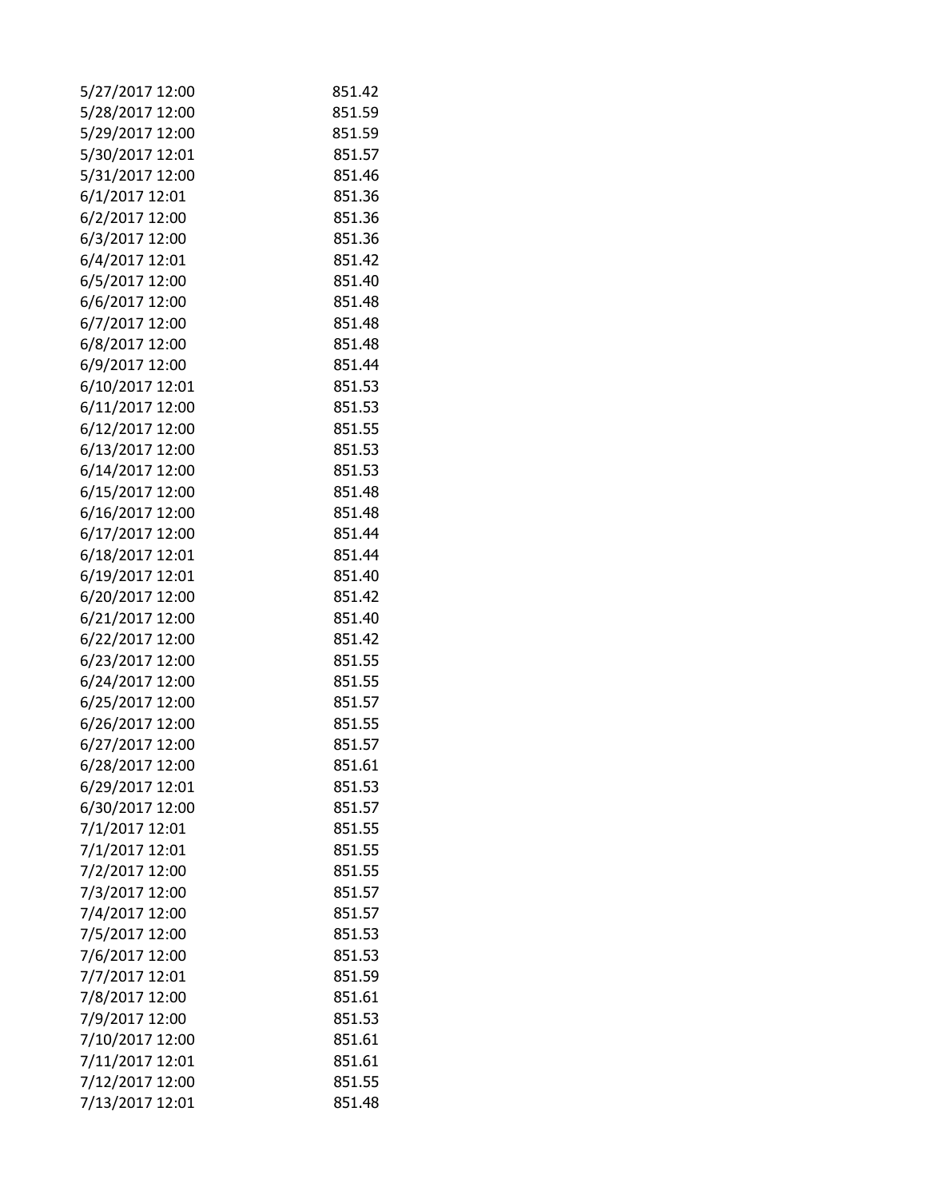| | |
|---|---|
| 5/27/2017 12:00 | 851.42 |
| 5/28/2017 12:00 | 851.59 |
| 5/29/2017 12:00 | 851.59 |
| 5/30/2017 12:01 | 851.57 |
| 5/31/2017 12:00 | 851.46 |
| 6/1/2017 12:01 | 851.36 |
| 6/2/2017 12:00 | 851.36 |
| 6/3/2017 12:00 | 851.36 |
| 6/4/2017 12:01 | 851.42 |
| 6/5/2017 12:00 | 851.40 |
| 6/6/2017 12:00 | 851.48 |
| 6/7/2017 12:00 | 851.48 |
| 6/8/2017 12:00 | 851.48 |
| 6/9/2017 12:00 | 851.44 |
| 6/10/2017 12:01 | 851.53 |
| 6/11/2017 12:00 | 851.53 |
| 6/12/2017 12:00 | 851.55 |
| 6/13/2017 12:00 | 851.53 |
| 6/14/2017 12:00 | 851.53 |
| 6/15/2017 12:00 | 851.48 |
| 6/16/2017 12:00 | 851.48 |
| 6/17/2017 12:00 | 851.44 |
| 6/18/2017 12:01 | 851.44 |
| 6/19/2017 12:01 | 851.40 |
| 6/20/2017 12:00 | 851.42 |
| 6/21/2017 12:00 | 851.40 |
| 6/22/2017 12:00 | 851.42 |
| 6/23/2017 12:00 | 851.55 |
| 6/24/2017 12:00 | 851.55 |
| 6/25/2017 12:00 | 851.57 |
| 6/26/2017 12:00 | 851.55 |
| 6/27/2017 12:00 | 851.57 |
| 6/28/2017 12:00 | 851.61 |
| 6/29/2017 12:01 | 851.53 |
| 6/30/2017 12:00 | 851.57 |
| 7/1/2017 12:01 | 851.55 |
| 7/1/2017 12:01 | 851.55 |
| 7/2/2017 12:00 | 851.55 |
| 7/3/2017 12:00 | 851.57 |
| 7/4/2017 12:00 | 851.57 |
| 7/5/2017 12:00 | 851.53 |
| 7/6/2017 12:00 | 851.53 |
| 7/7/2017 12:01 | 851.59 |
| 7/8/2017 12:00 | 851.61 |
| 7/9/2017 12:00 | 851.53 |
| 7/10/2017 12:00 | 851.61 |
| 7/11/2017 12:01 | 851.61 |
| 7/12/2017 12:00 | 851.55 |
| 7/13/2017 12:01 | 851.48 |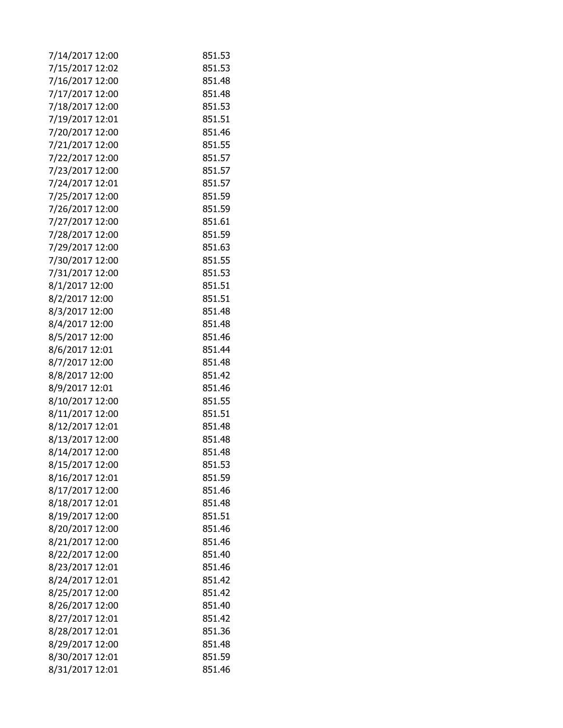| | |
|---|---|
| 7/14/2017 12:00 | 851.53 |
| 7/15/2017 12:02 | 851.53 |
| 7/16/2017 12:00 | 851.48 |
| 7/17/2017 12:00 | 851.48 |
| 7/18/2017 12:00 | 851.53 |
| 7/19/2017 12:01 | 851.51 |
| 7/20/2017 12:00 | 851.46 |
| 7/21/2017 12:00 | 851.55 |
| 7/22/2017 12:00 | 851.57 |
| 7/23/2017 12:00 | 851.57 |
| 7/24/2017 12:01 | 851.57 |
| 7/25/2017 12:00 | 851.59 |
| 7/26/2017 12:00 | 851.59 |
| 7/27/2017 12:00 | 851.61 |
| 7/28/2017 12:00 | 851.59 |
| 7/29/2017 12:00 | 851.63 |
| 7/30/2017 12:00 | 851.55 |
| 7/31/2017 12:00 | 851.53 |
| 8/1/2017 12:00 | 851.51 |
| 8/2/2017 12:00 | 851.51 |
| 8/3/2017 12:00 | 851.48 |
| 8/4/2017 12:00 | 851.48 |
| 8/5/2017 12:00 | 851.46 |
| 8/6/2017 12:01 | 851.44 |
| 8/7/2017 12:00 | 851.48 |
| 8/8/2017 12:00 | 851.42 |
| 8/9/2017 12:01 | 851.46 |
| 8/10/2017 12:00 | 851.55 |
| 8/11/2017 12:00 | 851.51 |
| 8/12/2017 12:01 | 851.48 |
| 8/13/2017 12:00 | 851.48 |
| 8/14/2017 12:00 | 851.48 |
| 8/15/2017 12:00 | 851.53 |
| 8/16/2017 12:01 | 851.59 |
| 8/17/2017 12:00 | 851.46 |
| 8/18/2017 12:01 | 851.48 |
| 8/19/2017 12:00 | 851.51 |
| 8/20/2017 12:00 | 851.46 |
| 8/21/2017 12:00 | 851.46 |
| 8/22/2017 12:00 | 851.40 |
| 8/23/2017 12:01 | 851.46 |
| 8/24/2017 12:01 | 851.42 |
| 8/25/2017 12:00 | 851.42 |
| 8/26/2017 12:00 | 851.40 |
| 8/27/2017 12:01 | 851.42 |
| 8/28/2017 12:01 | 851.36 |
| 8/29/2017 12:00 | 851.48 |
| 8/30/2017 12:01 | 851.59 |
| 8/31/2017 12:01 | 851.46 |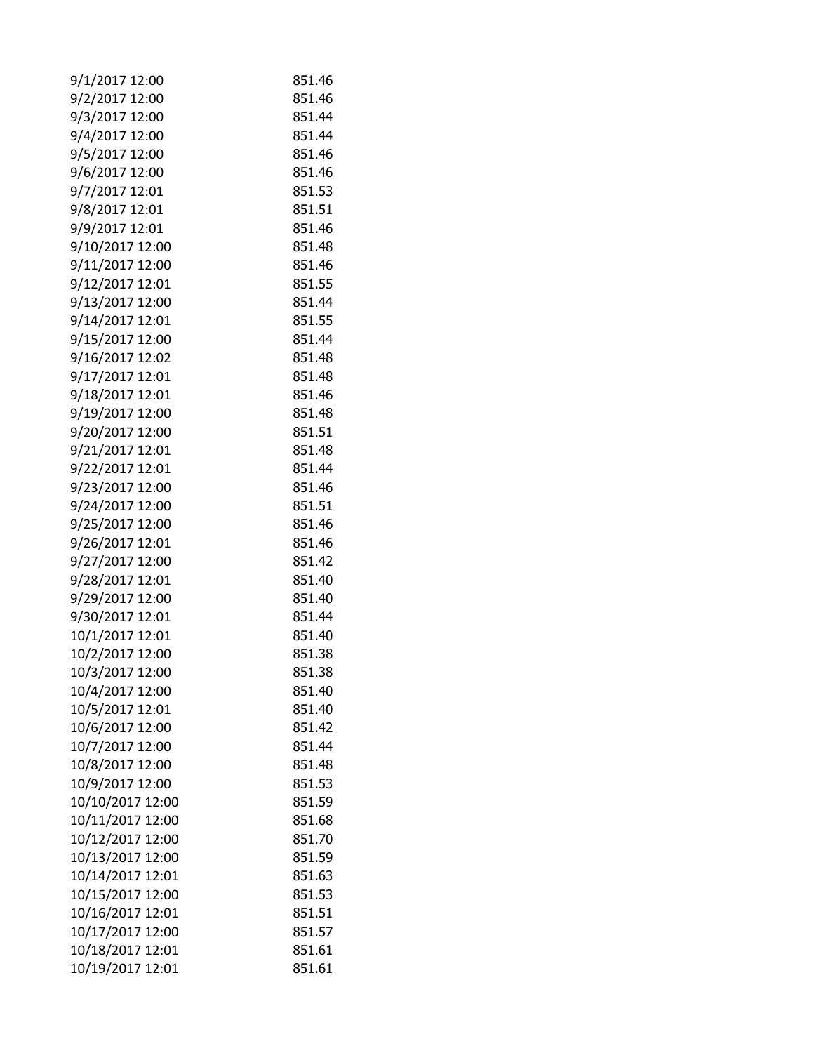| | |
|---|---|
| 9/1/2017 12:00 | 851.46 |
| 9/2/2017 12:00 | 851.46 |
| 9/3/2017 12:00 | 851.44 |
| 9/4/2017 12:00 | 851.44 |
| 9/5/2017 12:00 | 851.46 |
| 9/6/2017 12:00 | 851.46 |
| 9/7/2017 12:01 | 851.53 |
| 9/8/2017 12:01 | 851.51 |
| 9/9/2017 12:01 | 851.46 |
| 9/10/2017 12:00 | 851.48 |
| 9/11/2017 12:00 | 851.46 |
| 9/12/2017 12:01 | 851.55 |
| 9/13/2017 12:00 | 851.44 |
| 9/14/2017 12:01 | 851.55 |
| 9/15/2017 12:00 | 851.44 |
| 9/16/2017 12:02 | 851.48 |
| 9/17/2017 12:01 | 851.48 |
| 9/18/2017 12:01 | 851.46 |
| 9/19/2017 12:00 | 851.48 |
| 9/20/2017 12:00 | 851.51 |
| 9/21/2017 12:01 | 851.48 |
| 9/22/2017 12:01 | 851.44 |
| 9/23/2017 12:00 | 851.46 |
| 9/24/2017 12:00 | 851.51 |
| 9/25/2017 12:00 | 851.46 |
| 9/26/2017 12:01 | 851.46 |
| 9/27/2017 12:00 | 851.42 |
| 9/28/2017 12:01 | 851.40 |
| 9/29/2017 12:00 | 851.40 |
| 9/30/2017 12:01 | 851.44 |
| 10/1/2017 12:01 | 851.40 |
| 10/2/2017 12:00 | 851.38 |
| 10/3/2017 12:00 | 851.38 |
| 10/4/2017 12:00 | 851.40 |
| 10/5/2017 12:01 | 851.40 |
| 10/6/2017 12:00 | 851.42 |
| 10/7/2017 12:00 | 851.44 |
| 10/8/2017 12:00 | 851.48 |
| 10/9/2017 12:00 | 851.53 |
| 10/10/2017 12:00 | 851.59 |
| 10/11/2017 12:00 | 851.68 |
| 10/12/2017 12:00 | 851.70 |
| 10/13/2017 12:00 | 851.59 |
| 10/14/2017 12:01 | 851.63 |
| 10/15/2017 12:00 | 851.53 |
| 10/16/2017 12:01 | 851.51 |
| 10/17/2017 12:00 | 851.57 |
| 10/18/2017 12:01 | 851.61 |
| 10/19/2017 12:01 | 851.61 |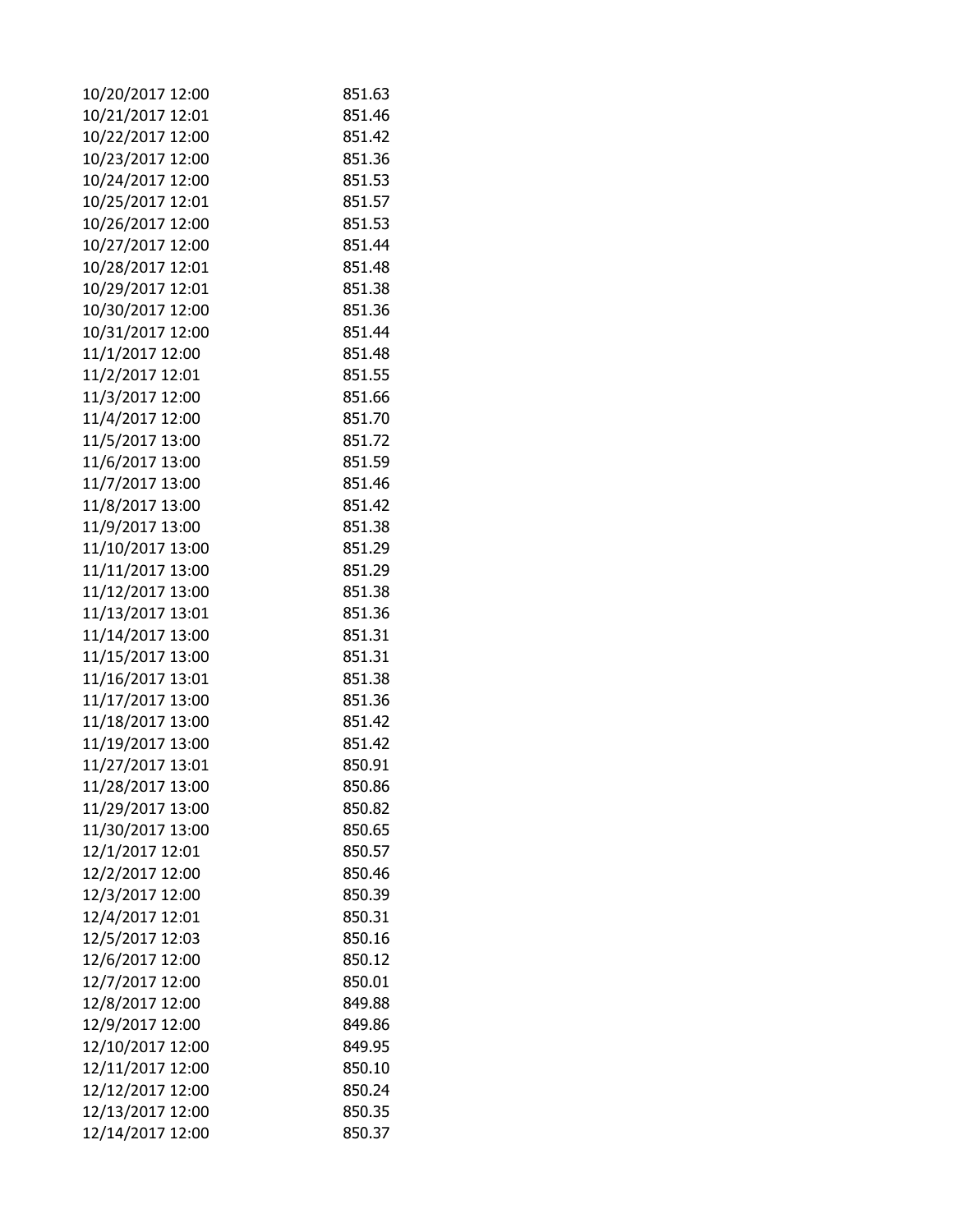| | |
|---|---|
| 10/20/2017 12:00 | 851.63 |
| 10/21/2017 12:01 | 851.46 |
| 10/22/2017 12:00 | 851.42 |
| 10/23/2017 12:00 | 851.36 |
| 10/24/2017 12:00 | 851.53 |
| 10/25/2017 12:01 | 851.57 |
| 10/26/2017 12:00 | 851.53 |
| 10/27/2017 12:00 | 851.44 |
| 10/28/2017 12:01 | 851.48 |
| 10/29/2017 12:01 | 851.38 |
| 10/30/2017 12:00 | 851.36 |
| 10/31/2017 12:00 | 851.44 |
| 11/1/2017 12:00 | 851.48 |
| 11/2/2017 12:01 | 851.55 |
| 11/3/2017 12:00 | 851.66 |
| 11/4/2017 12:00 | 851.70 |
| 11/5/2017 13:00 | 851.72 |
| 11/6/2017 13:00 | 851.59 |
| 11/7/2017 13:00 | 851.46 |
| 11/8/2017 13:00 | 851.42 |
| 11/9/2017 13:00 | 851.38 |
| 11/10/2017 13:00 | 851.29 |
| 11/11/2017 13:00 | 851.29 |
| 11/12/2017 13:00 | 851.38 |
| 11/13/2017 13:01 | 851.36 |
| 11/14/2017 13:00 | 851.31 |
| 11/15/2017 13:00 | 851.31 |
| 11/16/2017 13:01 | 851.38 |
| 11/17/2017 13:00 | 851.36 |
| 11/18/2017 13:00 | 851.42 |
| 11/19/2017 13:00 | 851.42 |
| 11/27/2017 13:01 | 850.91 |
| 11/28/2017 13:00 | 850.86 |
| 11/29/2017 13:00 | 850.82 |
| 11/30/2017 13:00 | 850.65 |
| 12/1/2017 12:01 | 850.57 |
| 12/2/2017 12:00 | 850.46 |
| 12/3/2017 12:00 | 850.39 |
| 12/4/2017 12:01 | 850.31 |
| 12/5/2017 12:03 | 850.16 |
| 12/6/2017 12:00 | 850.12 |
| 12/7/2017 12:00 | 850.01 |
| 12/8/2017 12:00 | 849.88 |
| 12/9/2017 12:00 | 849.86 |
| 12/10/2017 12:00 | 849.95 |
| 12/11/2017 12:00 | 850.10 |
| 12/12/2017 12:00 | 850.24 |
| 12/13/2017 12:00 | 850.35 |
| 12/14/2017 12:00 | 850.37 |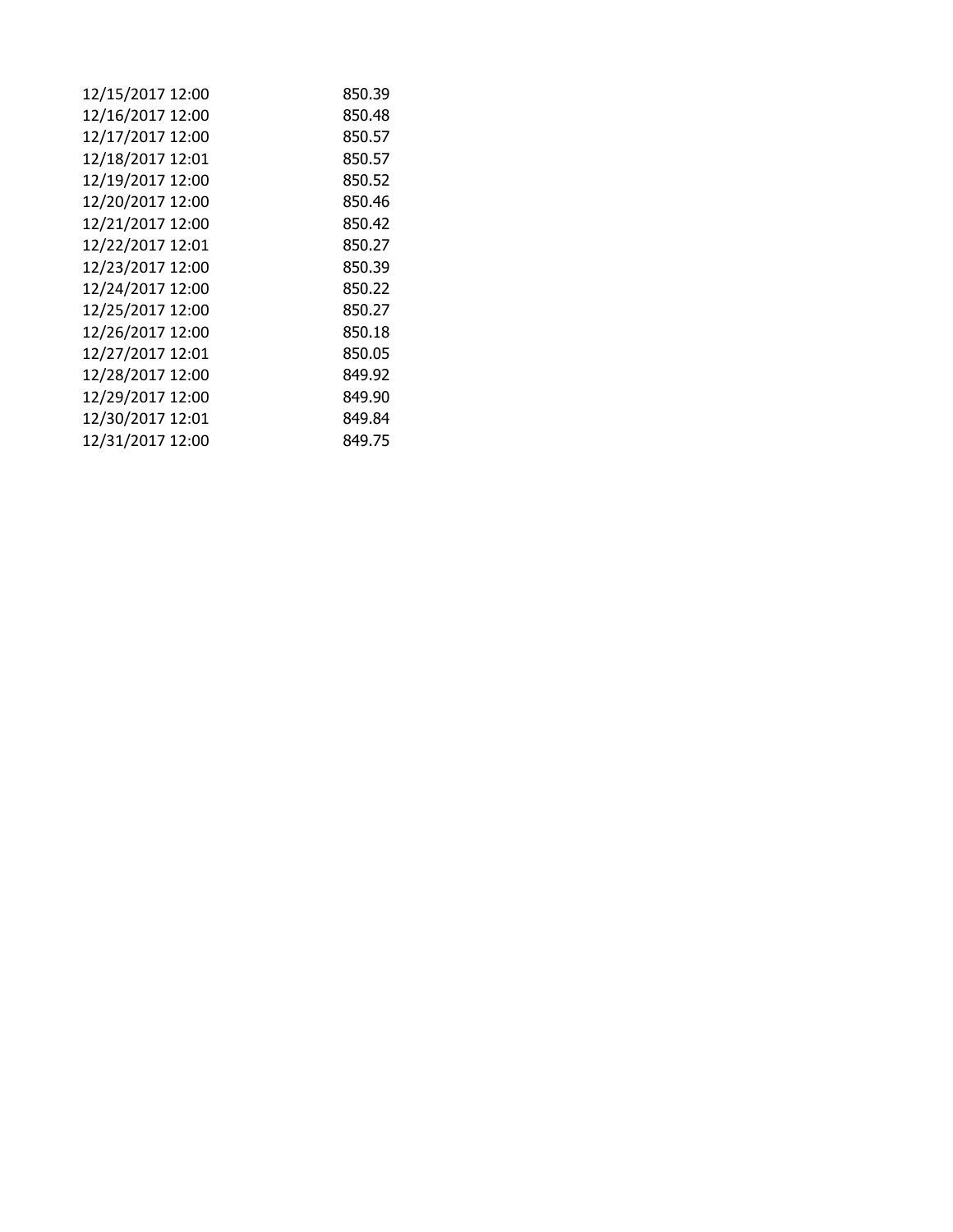| | |
|---|---|
| 12/15/2017 12:00 | 850.39 |
| 12/16/2017 12:00 | 850.48 |
| 12/17/2017 12:00 | 850.57 |
| 12/18/2017 12:01 | 850.57 |
| 12/19/2017 12:00 | 850.52 |
| 12/20/2017 12:00 | 850.46 |
| 12/21/2017 12:00 | 850.42 |
| 12/22/2017 12:01 | 850.27 |
| 12/23/2017 12:00 | 850.39 |
| 12/24/2017 12:00 | 850.22 |
| 12/25/2017 12:00 | 850.27 |
| 12/26/2017 12:00 | 850.18 |
| 12/27/2017 12:01 | 850.05 |
| 12/28/2017 12:00 | 849.92 |
| 12/29/2017 12:00 | 849.90 |
| 12/30/2017 12:01 | 849.84 |
| 12/31/2017 12:00 | 849.75 |